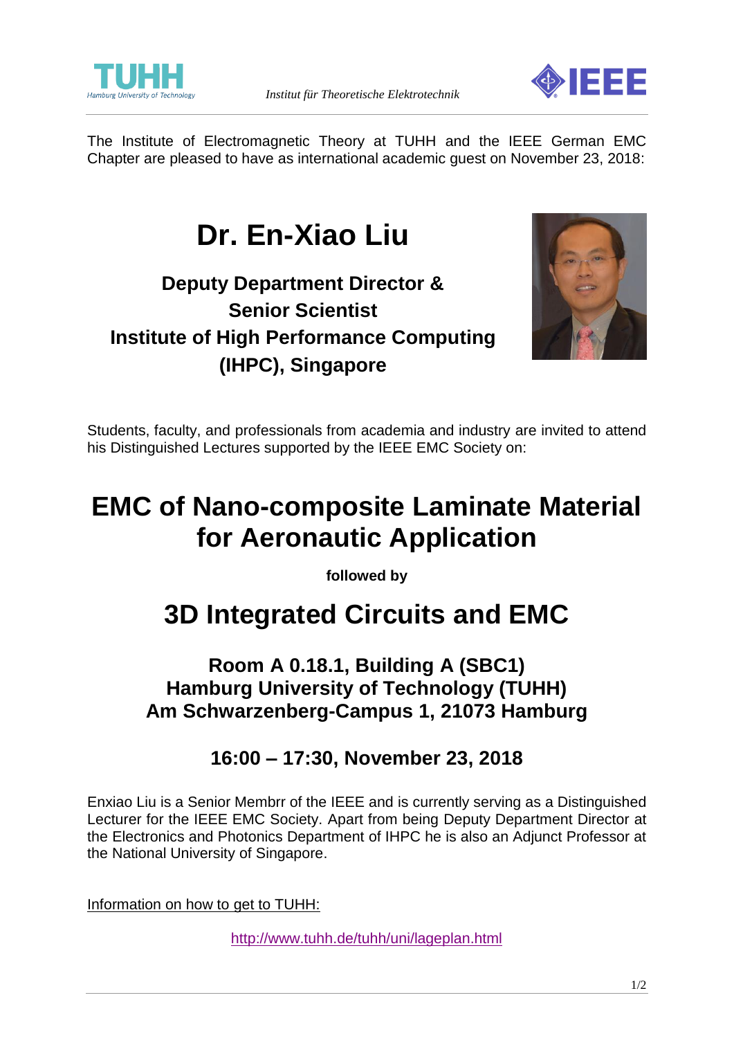Institut für Theoretische Elektrotechnik

The Institute of Electromagnetic Theory at TUHH and the IEEE German EMC Chapter are pleased to have as international academic guest on November 23, 2018:

# Dr. En-Xiao Liu

### Deputy Department Director &
### Senior Scientist
### Institute of High Performance Computing (IHPC), Singapore

Students, faculty, and professionals from academia and industry are invited to attend his Distinguished Lectures supported by the IEEE EMC Society on:

# EMC of Nano-composite Laminate Material for Aeronautic Application

**followed by**

# 3D Integrated Circuits and EMC

### Room A 0.18.1, Building A (SBC1)
### Hamburg University of Technology (TUHH)
### Am Schwarzenberg-Campus 1, 21073 Hamburg

### 16:00 – 17:30, November 23, 2018

Enxiao Liu is a Senior Membrr of the IEEE and is currently serving as a Distinguished Lecturer for the IEEE EMC Society. Apart from being Deputy Department Director at the Electronics and Photonics Department of IHPC he is also an Adjunct Professor at the National University of Singapore.

Information on how to get to TUHH:

http://www.tuhh.de/tuhh/uni/lageplan.html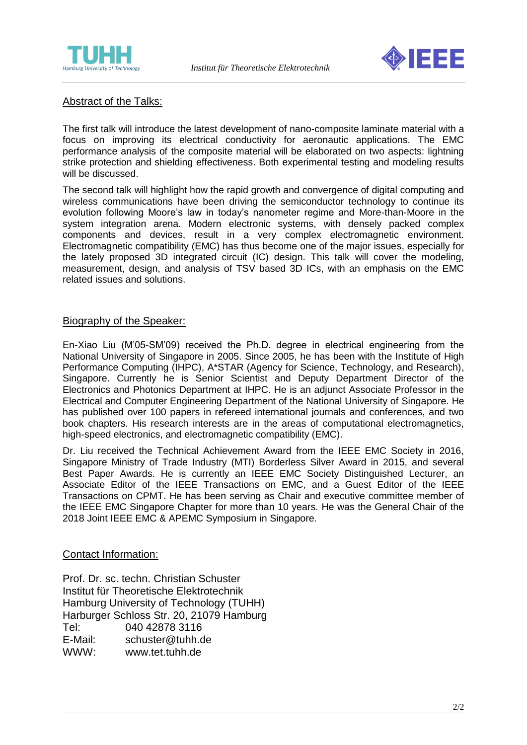## Abstract of the Talks:

The first talk will introduce the latest development of nano-composite laminate material with a focus on improving its electrical conductivity for aeronautic applications. The EMC performance analysis of the composite material will be elaborated on two aspects: lightning strike protection and shielding effectiveness. Both experimental testing and modeling results will be discussed.

The second talk will highlight how the rapid growth and convergence of digital computing and wireless communications have been driving the semiconductor technology to continue its evolution following Moore's law in today's nanometer regime and More-than-Moore in the system integration arena. Modern electronic systems, with densely packed complex components and devices, result in a very complex electromagnetic environment. Electromagnetic compatibility (EMC) has thus become one of the major issues, especially for the lately proposed 3D integrated circuit (IC) design. This talk will cover the modeling, measurement, design, and analysis of TSV based 3D ICs, with an emphasis on the EMC related issues and solutions.

## Biography of the Speaker:

En-Xiao Liu (M'05-SM'09) received the Ph.D. degree in electrical engineering from the National University of Singapore in 2005. Since 2005, he has been with the Institute of High Performance Computing (IHPC), A*STAR (Agency for Science, Technology, and Research), Singapore. Currently he is Senior Scientist and Deputy Department Director of the Electronics and Photonics Department at IHPC. He is an adjunct Associate Professor in the Electrical and Computer Engineering Department of the National University of Singapore. He has published over 100 papers in refereed international journals and conferences, and two book chapters. His research interests are in the areas of computational electromagnetics, high-speed electronics, and electromagnetic compatibility (EMC).

Dr. Liu received the Technical Achievement Award from the IEEE EMC Society in 2016, Singapore Ministry of Trade Industry (MTI) Borderless Silver Award in 2015, and several Best Paper Awards. He is currently an IEEE EMC Society Distinguished Lecturer, an Associate Editor of the IEEE Transactions on EMC, and a Guest Editor of the IEEE Transactions on CPMT. He has been serving as Chair and executive committee member of the IEEE EMC Singapore Chapter for more than 10 years. He was the General Chair of the 2018 Joint IEEE EMC & APEMC Symposium in Singapore.

## Contact Information:

Prof. Dr. sc. techn. Christian Schuster
Institut für Theoretische Elektrotechnik
Hamburg University of Technology (TUHH)
Harburger Schloss Str. 20, 21079 Hamburg
Tel: 040 42878 3116
E-Mail: schuster@tuhh.de
WWW: www.tet.tuhh.de